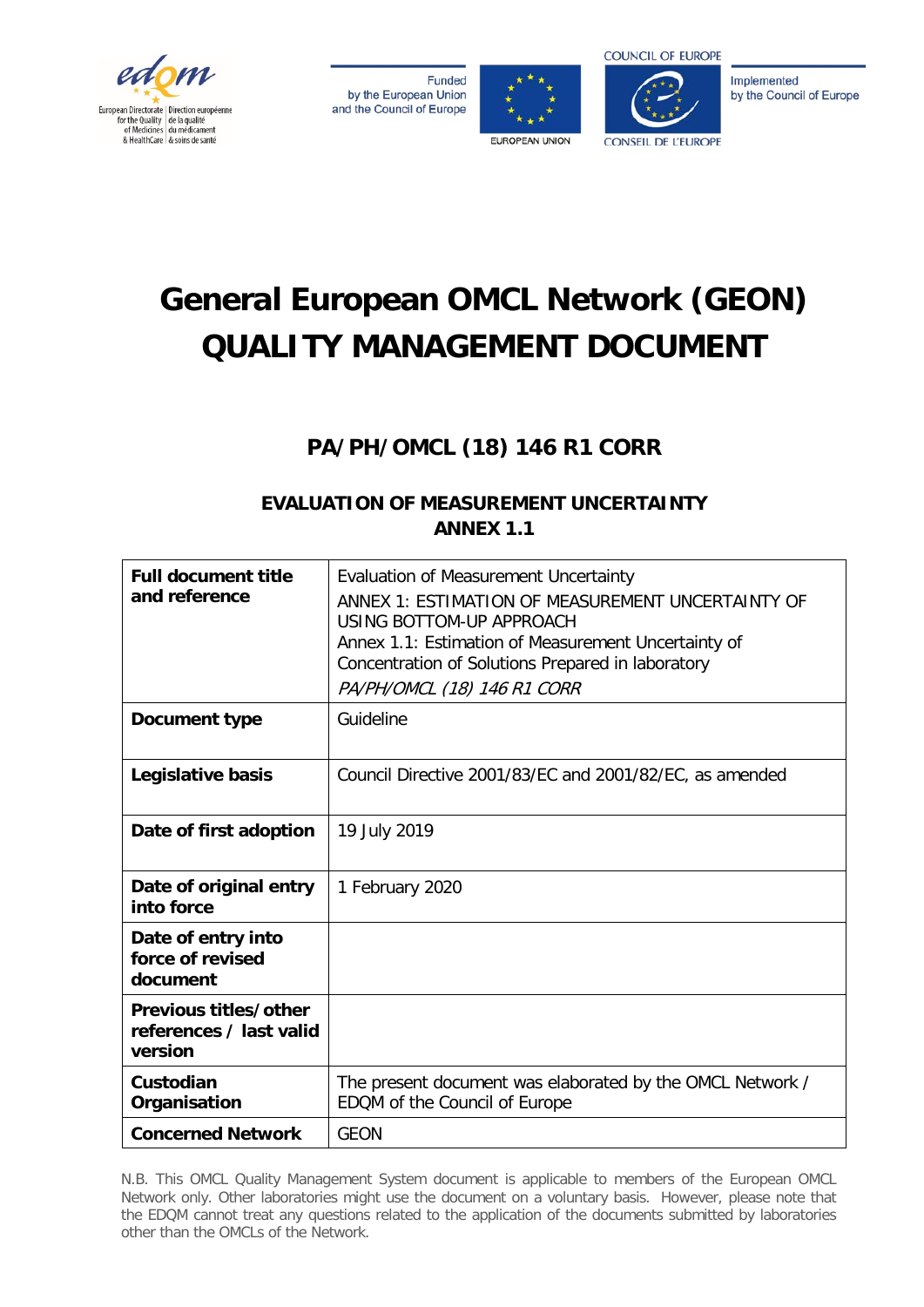Funded by the European Union and the Council of Europe

EUROPEAN UNION

COUNCIL OF EUROPE / CONSEIL DE L'EUROPE

Implemented by the Council of Europe

# General European OMCL Network (GEON) QUALITY MANAGEMENT DOCUMENT

## PA/PH/OMCL (18) 146 R1 CORR

### EVALUATION OF MEASUREMENT UNCERTAINTY ANNEX 1.1

| **Full document title and reference** | Evaluation of Measurement Uncertainty<br>ANNEX 1: ESTIMATION OF MEASUREMENT UNCERTAINTY OF USING BOTTOM-UP APPROACH<br>Annex 1.1: Estimation of Measurement Uncertainty of Concentration of Solutions Prepared in laboratory<br>*PA/PH/OMCL (18) 146 R1 CORR* |
|---|---|
| **Document type** | Guideline |
| **Legislative basis** | Council Directive 2001/83/EC and 2001/82/EC, as amended |
| **Date of first adoption** | 19 July 2019 |
| **Date of original entry into force** | 1 February 2020 |
| **Date of entry into force of revised document** | |
| **Previous titles/other references / last valid version** | |
| **Custodian Organisation** | The present document was elaborated by the OMCL Network / EDQM of the Council of Europe |
| **Concerned Network** | GEON |

N.B. This OMCL Quality Management System document is applicable to members of the European OMCL Network only. Other laboratories might use the document on a voluntary basis. However, please note that the EDQM cannot treat any questions related to the application of the documents submitted by laboratories other than the OMCLs of the Network.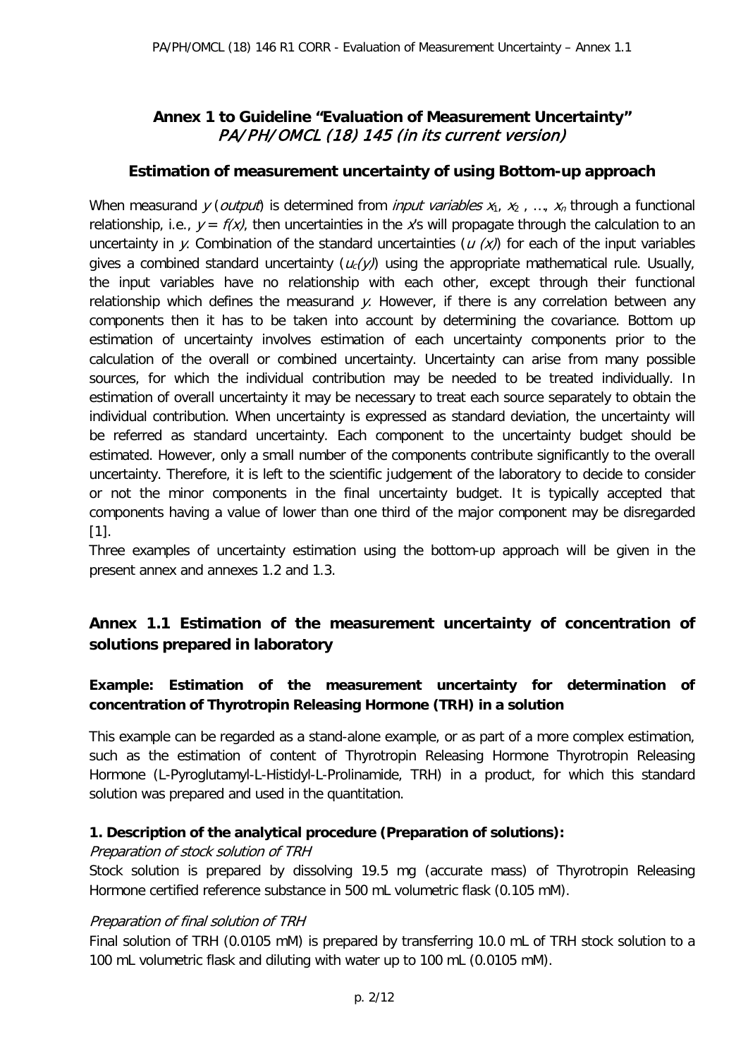# Annex 1 to Guideline "Evaluation of Measurement Uncertainty"

*PA/PH/OMCL (18) 145 (in its current version)*

## Estimation of measurement uncertainty of using Bottom-up approach

When measurand $y$ (*output*) is determined from *input variables* $x_1$, $x_2$ , …, $x_n$ through a functional relationship, i.e., $y = f(x)$, then uncertainties in the $x$'s will propagate through the calculation to an uncertainty in $y$. Combination of the standard uncertainties ($u(x)$) for each of the input variables gives a combined standard uncertainty ($u_c(y)$) using the appropriate mathematical rule. Usually, the input variables have no relationship with each other, except through their functional relationship which defines the measurand $y$. However, if there is any correlation between any components then it has to be taken into account by determining the covariance. Bottom up estimation of uncertainty involves estimation of each uncertainty components prior to the calculation of the overall or combined uncertainty. Uncertainty can arise from many possible sources, for which the individual contribution may be needed to be treated individually. In estimation of overall uncertainty it may be necessary to treat each source separately to obtain the individual contribution. When uncertainty is expressed as standard deviation, the uncertainty will be referred as standard uncertainty. Each component to the uncertainty budget should be estimated. However, only a small number of the components contribute significantly to the overall uncertainty. Therefore, it is left to the scientific judgement of the laboratory to decide to consider or not the minor components in the final uncertainty budget. It is typically accepted that components having a value of lower than one third of the major component may be disregarded [1].

Three examples of uncertainty estimation using the bottom-up approach will be given in the present annex and annexes 1.2 and 1.3.

## Annex 1.1 Estimation of the measurement uncertainty of concentration of solutions prepared in laboratory

### Example: Estimation of the measurement uncertainty for determination of concentration of Thyrotropin Releasing Hormone (TRH) in a solution

This example can be regarded as a stand-alone example, or as part of a more complex estimation, such as the estimation of content of Thyrotropin Releasing Hormone Thyrotropin Releasing Hormone (L-Pyroglutamyl-L-Histidyl-L-Prolinamide, TRH) in a product, for which this standard solution was prepared and used in the quantitation.

### 1. Description of the analytical procedure (Preparation of solutions):

*Preparation of stock solution of TRH*

Stock solution is prepared by dissolving 19.5 mg (accurate mass) of Thyrotropin Releasing Hormone certified reference substance in 500 mL volumetric flask (0.105 mM).

*Preparation of final solution of TRH*

Final solution of TRH (0.0105 mM) is prepared by transferring 10.0 mL of TRH stock solution to a 100 mL volumetric flask and diluting with water up to 100 mL (0.0105 mM).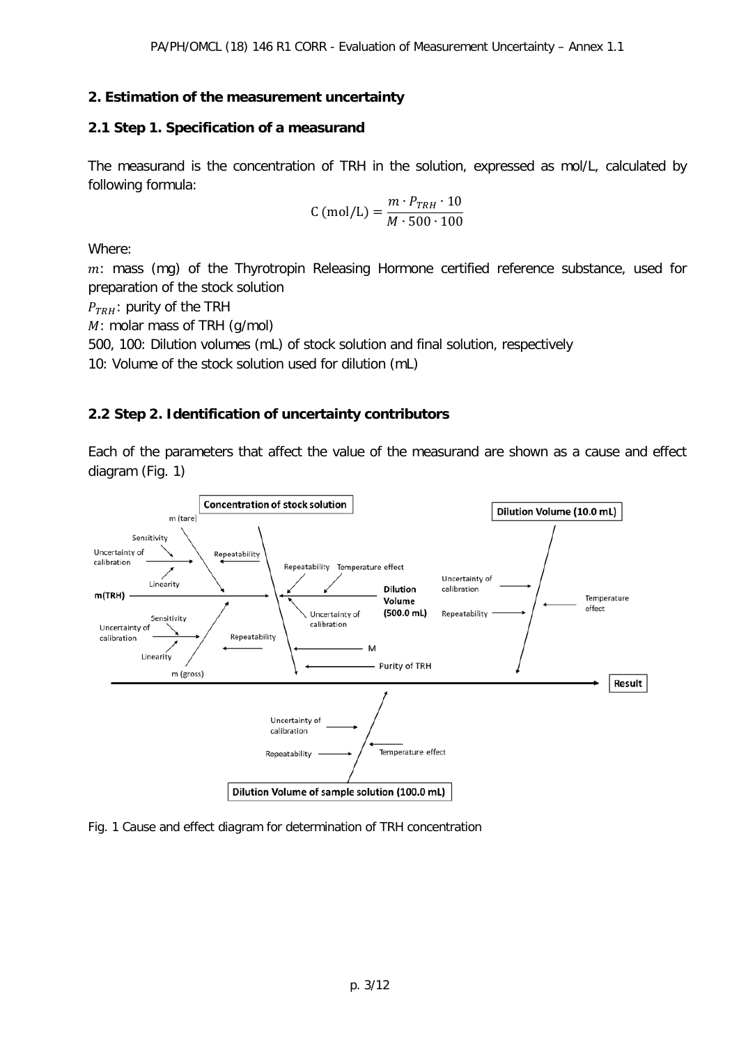## 2. Estimation of the measurement uncertainty

### 2.1 Step 1. Specification of a measurand

The measurand is the concentration of TRH in the solution, expressed as mol/L, calculated by following formula:

$$\mathrm{C\ (mol/L)} = \frac{m \cdot P_{TRH} \cdot 10}{M \cdot 500 \cdot 100}$$

Where:

$m$: mass (mg) of the Thyrotropin Releasing Hormone certified reference substance, used for preparation of the stock solution

$P_{TRH}$: purity of the TRH

$M$: molar mass of TRH (g/mol)

500, 100: Dilution volumes (mL) of stock solution and final solution, respectively

10: Volume of the stock solution used for dilution (mL)

### 2.2 Step 2. Identification of uncertainty contributors

Each of the parameters that affect the value of the measurand are shown as a cause and effect diagram (Fig. 1)

Fig. 1 Cause and effect diagram for determination of TRH concentration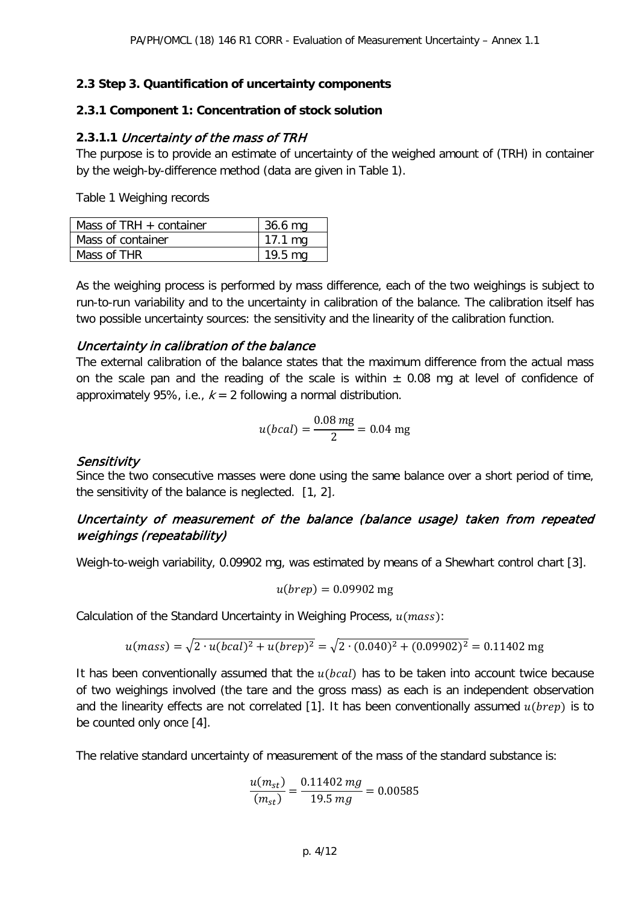## 2.3 Step 3. Quantification of uncertainty components

### 2.3.1 Component 1: Concentration of stock solution

#### 2.3.1.1 *Uncertainty of the mass of TRH*

The purpose is to provide an estimate of uncertainty of the weighed amount of (TRH) in container by the weigh-by-difference method (data are given in Table 1).

Table 1 Weighing records

| Mass of TRH + container | 36.6 mg |
|---|---|
| Mass of container | 17.1 mg |
| Mass of THR | 19.5 mg |

As the weighing process is performed by mass difference, each of the two weighings is subject to run-to-run variability and to the uncertainty in calibration of the balance. The calibration itself has two possible uncertainty sources: the sensitivity and the linearity of the calibration function.

#### *Uncertainty in calibration of the balance*

The external calibration of the balance states that the maximum difference from the actual mass on the scale pan and the reading of the scale is within ± 0.08 mg at level of confidence of approximately 95%, i.e., $k = 2$ following a normal distribution.

$$u(bcal) = \frac{0.08\ mg}{2} = 0.04\ \text{mg}$$

#### *Sensitivity*

Since the two consecutive masses were done using the same balance over a short period of time, the sensitivity of the balance is neglected. [1, 2].

#### *Uncertainty of measurement of the balance (balance usage) taken from repeated weighings (repeatability)*

Weigh-to-weigh variability, 0.09902 mg, was estimated by means of a Shewhart control chart [3].

$$u(brep) = 0.09902\ \text{mg}$$

Calculation of the Standard Uncertainty in Weighing Process, $u(mass)$:

$$u(mass) = \sqrt{2 \cdot u(bcal)^2 + u(brep)^2} = \sqrt{2 \cdot (0.040)^2 + (0.09902)^2} = 0.11402\ \text{mg}$$

It has been conventionally assumed that the $u(bcal)$ has to be taken into account twice because of two weighings involved (the tare and the gross mass) as each is an independent observation and the linearity effects are not correlated [1]. It has been conventionally assumed $u(brep)$ is to be counted only once [4].

The relative standard uncertainty of measurement of the mass of the standard substance is:

$$\frac{u(m_{st})}{(m_{st})} = \frac{0.11402\ mg}{19.5\ mg} = 0.00585$$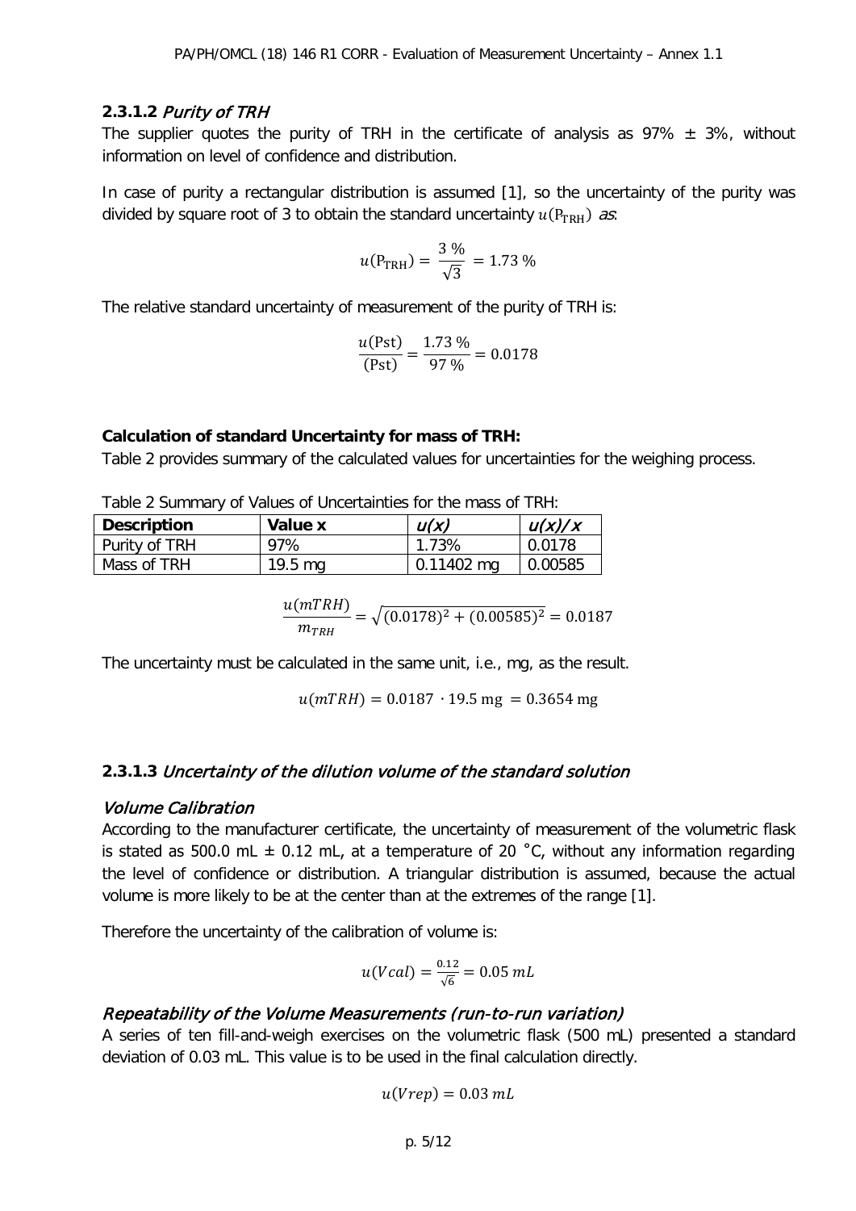### 2.3.1.2 *Purity of TRH*

The supplier quotes the purity of TRH in the certificate of analysis as 97% ± 3%, without information on level of confidence and distribution.

In case of purity a rectangular distribution is assumed [1], so the uncertainty of the purity was divided by square root of 3 to obtain the standard uncertainty $u(\mathrm{P_{TRH}})$ *as*:

$$u(\mathrm{P_{TRH}}) = \frac{3\ \%}{\sqrt{3}} = 1.73\ \%$$

The relative standard uncertainty of measurement of the purity of TRH is:

$$\frac{u(\mathrm{Pst})}{(\mathrm{Pst})} = \frac{1.73\ \%}{97\ \%} = 0.0178$$

**Calculation of standard Uncertainty for mass of TRH:**

Table 2 provides summary of the calculated values for uncertainties for the weighing process.

Table 2 Summary of Values of Uncertainties for the mass of TRH:

| **Description** | **Value x** | *u(x)* | *u(x)/x* |
|---|---|---|---|
| Purity of TRH | 97% | 1.73% | 0.0178 |
| Mass of TRH | 19.5 mg | 0.11402 mg | 0.00585 |

$$\frac{u(mTRH)}{m_{TRH}} = \sqrt{(0.0178)^2 + (0.00585)^2} = 0.0187$$

The uncertainty must be calculated in the same unit, i.e., mg, as the result.

$$u(mTRH) = 0.0187 \cdot 19.5\ \mathrm{mg} = 0.3654\ \mathrm{mg}$$

### 2.3.1.3 *Uncertainty of the dilution volume of the standard solution*

#### *Volume Calibration*

According to the manufacturer certificate, the uncertainty of measurement of the volumetric flask is stated as 500.0 mL ± 0.12 mL, at a temperature of 20 ˚C, without any information regarding the level of confidence or distribution. A triangular distribution is assumed, because the actual volume is more likely to be at the center than at the extremes of the range [1].

Therefore the uncertainty of the calibration of volume is:

$$u(Vcal) = \frac{0.12}{\sqrt{6}} = 0.05\ mL$$

#### *Repeatability of the Volume Measurements (run-to-run variation)*

A series of ten fill-and-weigh exercises on the volumetric flask (500 mL) presented a standard deviation of 0.03 mL. This value is to be used in the final calculation directly.

$$u(Vrep) = 0.03\ mL$$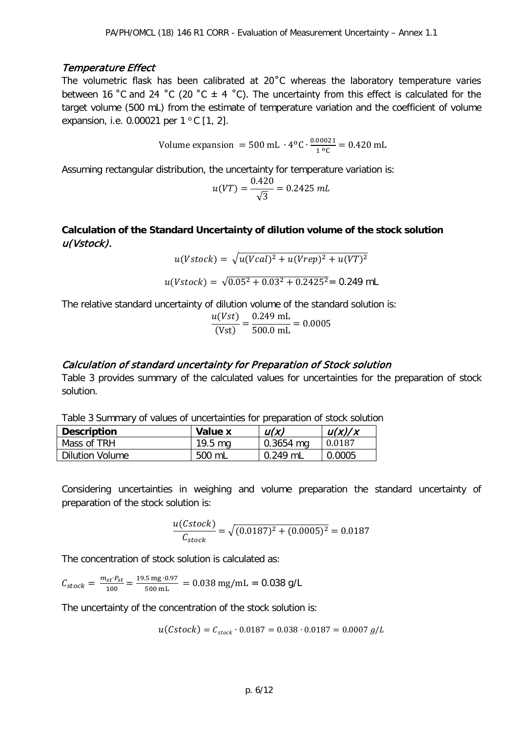### *Temperature Effect*

The volumetric flask has been calibrated at 20˚C whereas the laboratory temperature varies between 16 ˚C and 24 ˚C (20 ˚C ± 4 ˚C). The uncertainty from this effect is calculated for the target volume (500 mL) from the estimate of temperature variation and the coefficient of volume expansion, i.e. 0.00021 per 1 °C [1, 2].

$$\text{Volume expansion} = 500\ \text{mL} \cdot 4^{o}\text{C} \cdot \frac{0.00021}{1\ ^{o}\text{C}} = 0.420\ \text{mL}$$

Assuming rectangular distribution, the uncertainty for temperature variation is:

$$u(VT) = \frac{0.420}{\sqrt{3}} = 0.2425\ mL$$

### **Calculation of the Standard Uncertainty of dilution volume of the stock solution *u(Vstock).***

$$u(Vstock) = \sqrt{u(Vcal)^2 + u(Vrep)^2 + u(VT)^2}$$

$$u(Vstock) = \sqrt{0.05^2 + 0.03^2 + 0.2425^2} = 0.249\ \text{mL}$$

The relative standard uncertainty of dilution volume of the standard solution is:

$$\frac{u(Vst)}{(\text{Vst})} = \frac{0.249\ \text{mL}}{500.0\ \text{mL}} = 0.0005$$

### *Calculation of standard uncertainty for Preparation of Stock solution*

Table 3 provides summary of the calculated values for uncertainties for the preparation of stock solution.

Table 3 Summary of values of uncertainties for preparation of stock solution

| **Description** | **Value x** | ***u(x)*** | ***u(x)/x*** |
|---|---|---|---|
| Mass of TRH | 19.5 mg | 0.3654 mg | 0.0187 |
| Dilution Volume | 500 mL | 0.249 mL | 0.0005 |

Considering uncertainties in weighing and volume preparation the standard uncertainty of preparation of the stock solution is:

$$\frac{u(Cstock)}{C_{stock}} = \sqrt{(0.0187)^2 + (0.0005)^2} = 0.0187$$

The concentration of stock solution is calculated as:

$$C_{stock} = \frac{m_{st} \cdot P_{st}}{100} = \frac{19.5\ \text{mg} \cdot 0.97}{500\ \text{mL}} = 0.038\ \text{mg/mL} = 0.038\ \text{g/L}$$

The uncertainty of the concentration of the stock solution is:

$$u(Cstock) = C_{stock} \cdot 0.0187 = 0.038 \cdot 0.0187 = 0.0007\ g/L$$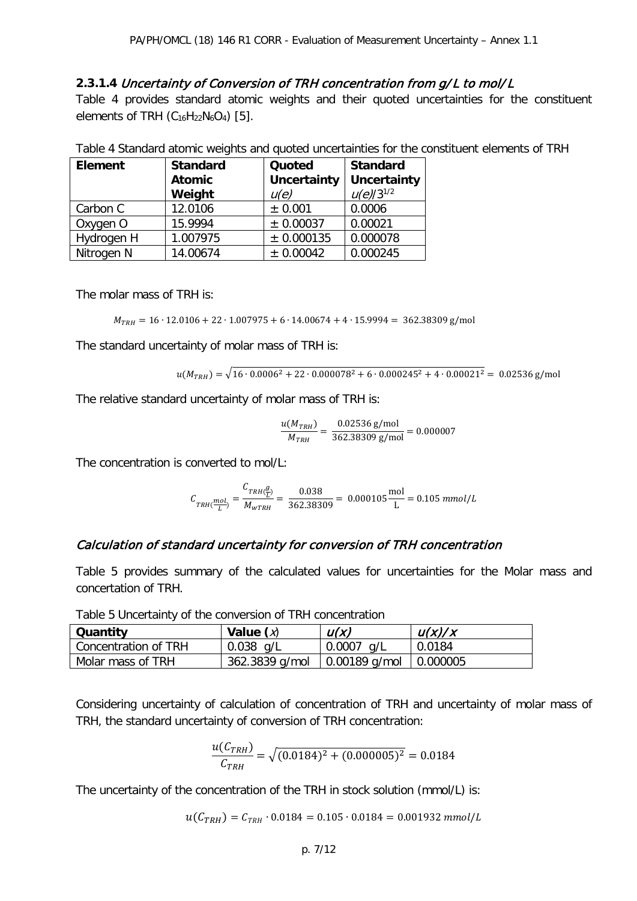#### 2.3.1.4 *Uncertainty of Conversion of TRH concentration from g/L to mol/L*

Table 4 provides standard atomic weights and their quoted uncertainties for the constituent elements of TRH ($C_{16}H_{22}N_6O_4$) [5].

Table 4 Standard atomic weights and quoted uncertainties for the constituent elements of TRH

| Element | Standard Atomic Weight | Quoted Uncertainty $u(e)$ | Standard Uncertainty $u(e)/3^{1/2}$ |
| --- | --- | --- | --- |
| Carbon C | 12.0106 | ± 0.001 | 0.0006 |
| Oxygen O | 15.9994 | ± 0.00037 | 0.00021 |
| Hydrogen H | 1.007975 | ± 0.000135 | 0.000078 |
| Nitrogen N | 14.00674 | ± 0.00042 | 0.000245 |

The molar mass of TRH is:

$$M_{TRH} = 16 \cdot 12.0106 + 22 \cdot 1.007975 + 6 \cdot 14.00674 + 4 \cdot 15.9994 = 362.38309 \text{ g/mol}$$

The standard uncertainty of molar mass of TRH is:

$$u(M_{TRH}) = \sqrt{16 \cdot 0.0006^2 + 22 \cdot 0.000078^2 + 6 \cdot 0.000245^2 + 4 \cdot 0.00021^2} = 0.02536 \text{ g/mol}$$

The relative standard uncertainty of molar mass of TRH is:

$$\frac{u(M_{TRH})}{M_{TRH}} = \frac{0.02536 \text{ g/mol}}{362.38309 \text{ g/mol}} = 0.000007$$

The concentration is converted to mol/L:

$$C_{TRH(\frac{mol}{L})} = \frac{C_{TRH(\frac{g}{L})}}{M_{wTRH}} = \frac{0.038}{362.38309} = 0.000105 \frac{\text{mol}}{\text{L}} = 0.105 \ mmol/L$$

### *Calculation of standard uncertainty for conversion of TRH concentration*

Table 5 provides summary of the calculated values for uncertainties for the Molar mass and concertation of TRH.

Table 5 Uncertainty of the conversion of TRH concentration

| Quantity | Value ($x$) | $u(x)$ | $u(x)/x$ |
| --- | --- | --- | --- |
| Concentration of TRH | 0.038 g/L | 0.0007 g/L | 0.0184 |
| Molar mass of TRH | 362.3839 g/mol | 0.00189 g/mol | 0.000005 |

Considering uncertainty of calculation of concentration of TRH and uncertainty of molar mass of TRH, the standard uncertainty of conversion of TRH concentration:

$$\frac{u(C_{TRH})}{C_{TRH}} = \sqrt{(0.0184)^2 + (0.000005)^2} = 0.0184$$

The uncertainty of the concentration of the TRH in stock solution (mmol/L) is:

$$u(C_{TRH}) = C_{TRH} \cdot 0.0184 = 0.105 \cdot 0.0184 = 0.001932 \ mmol/L$$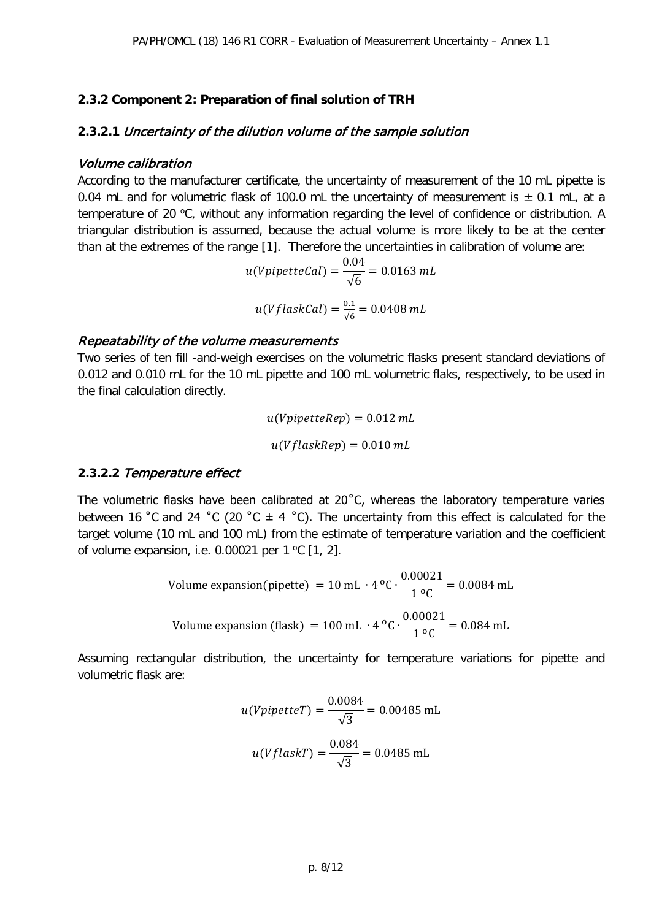### 2.3.2 Component 2: Preparation of final solution of TRH

#### 2.3.2.1 *Uncertainty of the dilution volume of the sample solution*

*Volume calibration*

According to the manufacturer certificate, the uncertainty of measurement of the 10 mL pipette is 0.04 mL and for volumetric flask of 100.0 mL the uncertainty of measurement is ± 0.1 mL, at a temperature of 20 °C, without any information regarding the level of confidence or distribution. A triangular distribution is assumed, because the actual volume is more likely to be at the center than at the extremes of the range [1]. Therefore the uncertainties in calibration of volume are:

$$u(VpipetteCal) = \frac{0.04}{\sqrt{6}} = 0.0163\ mL$$

$$u(VflaskCal) = \frac{0.1}{\sqrt{6}} = 0.0408\ mL$$

*Repeatability of the volume measurements*

Two series of ten fill -and-weigh exercises on the volumetric flasks present standard deviations of 0.012 and 0.010 mL for the 10 mL pipette and 100 mL volumetric flaks, respectively, to be used in the final calculation directly.

$$u(VpipetteRep) = 0.012\ mL$$

$$u(VflaskRep) = 0.010\ mL$$

#### 2.3.2.2 *Temperature effect*

The volumetric flasks have been calibrated at 20˚C, whereas the laboratory temperature varies between 16 ˚C and 24 ˚C (20 ˚C ± 4 ˚C). The uncertainty from this effect is calculated for the target volume (10 mL and 100 mL) from the estimate of temperature variation and the coefficient of volume expansion, i.e. 0.00021 per 1 °C [1, 2].

$$\text{Volume expansion(pipette)} = 10\ \text{mL} \cdot 4\,^{\text{o}}\text{C} \cdot \frac{0.00021}{1\ ^{\text{o}}\text{C}} = 0.0084\ \text{mL}$$

$$\text{Volume expansion (flask)} = 100\ \text{mL} \cdot 4\,^{\text{o}}\text{C} \cdot \frac{0.00021}{1\ ^{\text{o}}\text{C}} = 0.084\ \text{mL}$$

Assuming rectangular distribution, the uncertainty for temperature variations for pipette and volumetric flask are:

$$u(VpipetteT) = \frac{0.0084}{\sqrt{3}} = 0.00485\ \text{mL}$$

$$u(VflaskT) = \frac{0.084}{\sqrt{3}} = 0.0485\ \text{mL}$$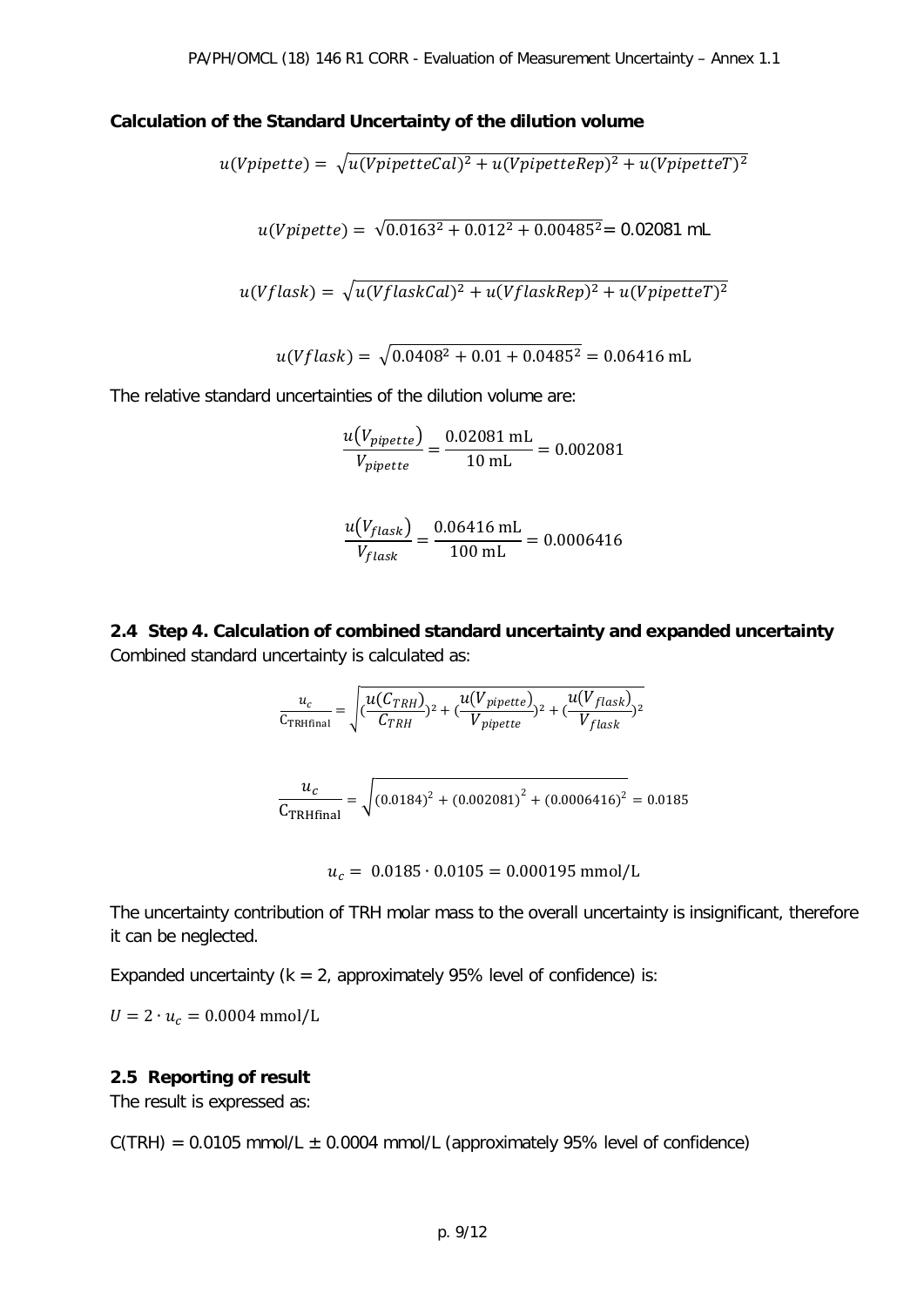**Calculation of the Standard Uncertainty of the dilution volume**

$$u(Vpipette) = \sqrt{u(VpipetteCal)^2 + u(VpipetteRep)^2 + u(VpipetteT)^2}$$

$$u(Vpipette) = \sqrt{0.0163^2 + 0.012^2 + 0.00485^2} = 0.02081 \text{ mL}$$

$$u(Vflask) = \sqrt{u(VflaskCal)^2 + u(VflaskRep)^2 + u(VpipetteT)^2}$$

$$u(Vflask) = \sqrt{0.0408^2 + 0.01 + 0.0485^2} = 0.06416 \text{ mL}$$

The relative standard uncertainties of the dilution volume are:

$$\frac{u(V_{pipette})}{V_{pipette}} = \frac{0.02081 \text{ mL}}{10 \text{ mL}} = 0.002081$$

$$\frac{u(V_{flask})}{V_{flask}} = \frac{0.06416 \text{ mL}}{100 \text{ mL}} = 0.0006416$$

## 2.4 Step 4. Calculation of combined standard uncertainty and expanded uncertainty

Combined standard uncertainty is calculated as:

$$\frac{u_c}{C_{\text{TRHfinal}}} = \sqrt{(\frac{u(C_{TRH})}{C_{TRH}})^2 + (\frac{u(V_{pipette})}{V_{pipette}})^2 + (\frac{u(V_{flask})}{V_{flask}})^2}$$

$$\frac{u_c}{C_{\text{TRHfinal}}} = \sqrt{(0.0184)^2 + (0.002081)^2 + (0.0006416)^2} = 0.0185$$

$$u_c = 0.0185 \cdot 0.0105 = 0.000195 \text{ mmol/L}$$

The uncertainty contribution of TRH molar mass to the overall uncertainty is insignificant, therefore it can be neglected.

Expanded uncertainty (k = 2, approximately 95% level of confidence) is:

$U = 2 \cdot u_c = 0.0004 \text{ mmol/L}$

## 2.5 Reporting of result

The result is expressed as:

C(TRH) = 0.0105 mmol/L ± 0.0004 mmol/L (approximately 95% level of confidence)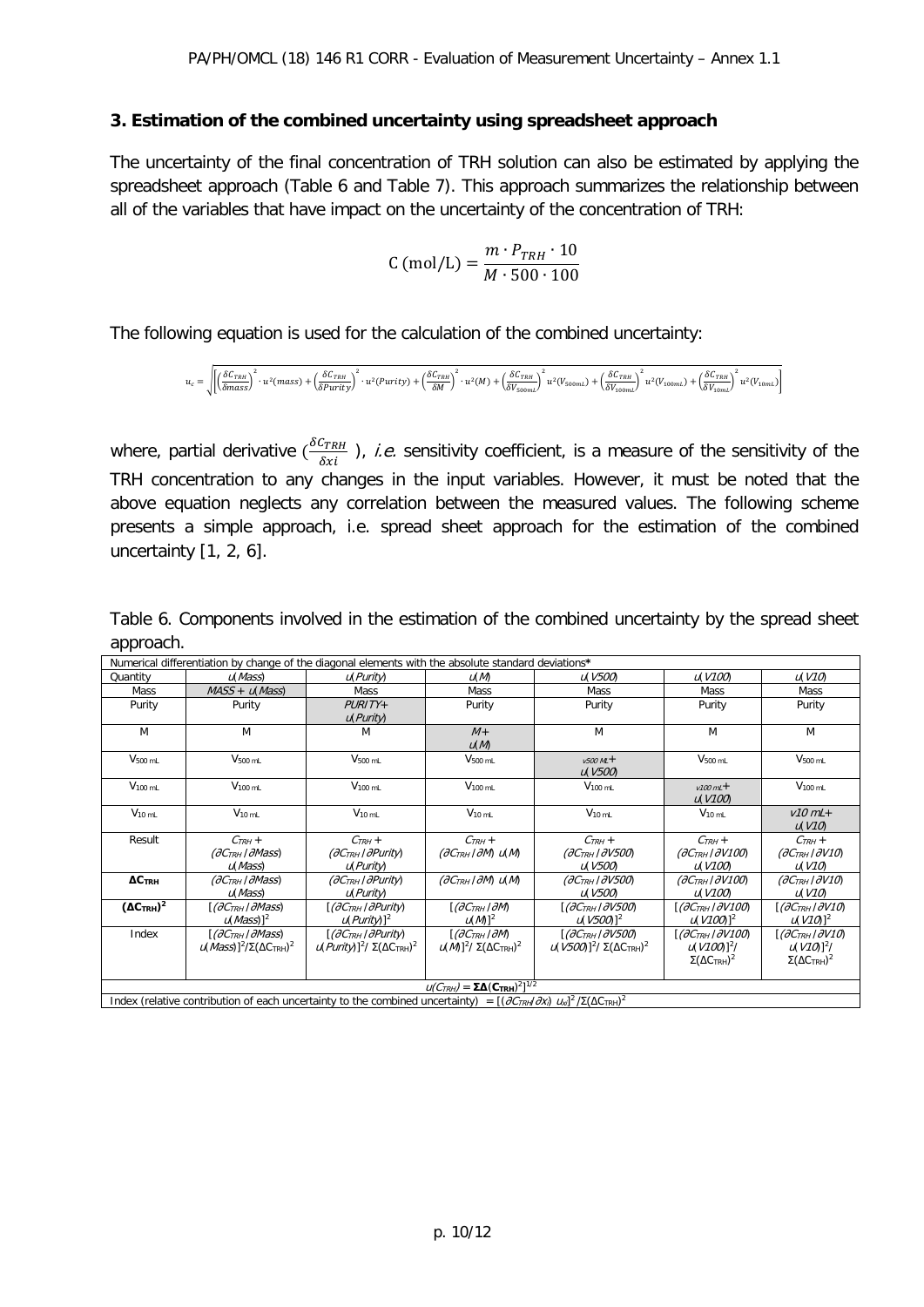## 3. Estimation of the combined uncertainty using spreadsheet approach

The uncertainty of the final concentration of TRH solution can also be estimated by applying the spreadsheet approach (Table 6 and Table 7). This approach summarizes the relationship between all of the variables that have impact on the uncertainty of the concentration of TRH:

$$C\ (\text{mol/L}) = \frac{m \cdot P_{TRH} \cdot 10}{M \cdot 500 \cdot 100}$$

The following equation is used for the calculation of the combined uncertainty:

$$u_c = \sqrt{\left[\left(\frac{\delta C_{TRH}}{\delta mass}\right)^2 \cdot u^2(mass) + \left(\frac{\delta C_{TRH}}{\delta Purity}\right)^2 \cdot u^2(Purity) + \left(\frac{\delta C_{TRH}}{\delta M}\right)^2 \cdot u^2(M) + \left(\frac{\delta C_{TRH}}{\delta V_{500mL}}\right)^2 u^2(V_{500mL}) + \left(\frac{\delta C_{TRH}}{\delta V_{100mL}}\right)^2 u^2(V_{100mL}) + \left(\frac{\delta C_{TRH}}{\delta V_{10mL}}\right)^2 u^2(V_{10mL})\right]}$$

where, partial derivative ($\frac{\delta C_{TRH}}{\delta xi}$), *i.e.* sensitivity coefficient, is a measure of the sensitivity of the TRH concentration to any changes in the input variables. However, it must be noted that the above equation neglects any correlation between the measured values. The following scheme presents a simple approach, i.e. spread sheet approach for the estimation of the combined uncertainty [1, 2, 6].

Table 6. Components involved in the estimation of the combined uncertainty by the spread sheet approach.

| Numerical differentiation by change of the diagonal elements with the absolute standard deviations* | | | | | | |
|---|---|---|---|---|---|---|
| Quantity | *u(Mass)* | *u(Purity)* | *u(M)* | *u(V500)* | *u(V100)* | *u(V10)* |
| Mass | *MASS + u(Mass)* | Mass | Mass | Mass | Mass | Mass |
| Purity | Purity | *PURITY+ u(Purity)* | Purity | Purity | Purity | Purity |
| M | M | M | *M+ u(M)* | M | M | M |
| $V_{500\ mL}$ | $V_{500\ mL}$ | $V_{500\ mL}$ | $V_{500\ mL}$ | *v500 mL+ u(V500)* | $V_{500\ mL}$ | $V_{500\ mL}$ |
| $V_{100\ mL}$ | $V_{100\ mL}$ | $V_{100\ mL}$ | $V_{100\ mL}$ | $V_{100\ mL}$ | *v100 mL+ u(V100)* | $V_{100\ mL}$ |
| $V_{10\ mL}$ | $V_{10\ mL}$ | $V_{10\ mL}$ | $V_{10\ mL}$ | $V_{10\ mL}$ | $V_{10\ mL}$ | *v10 mL+ u(V10)* |
| Result | $C_{TRH}$ + $(\partial C_{TRH}/\partial Mass)\ u(Mass)$ | $C_{TRH}$ + $(\partial C_{TRH}/\partial Purity)\ u(Purity)$ | $C_{TRH}$ + $(\partial C_{TRH}/\partial M)\ u(M)$ | $C_{TRH}$ + $(\partial C_{TRH}/\partial V500)\ u(V500)$ | $C_{TRH}$ + $(\partial C_{TRH}/\partial V100)\ u(V100)$ | $C_{TRH}$ + $(\partial C_{TRH}/\partial V10)\ u(V10)$ |
| **$\Delta C_{TRH}$** | $(\partial C_{TRH}/\partial Mass)\ u(Mass)$ | $(\partial C_{TRH}/\partial Purity)\ u(Purity)$ | $(\partial C_{TRH}/\partial M)\ u(M)$ | $(\partial C_{TRH}/\partial V500)\ u(V500)$ | $(\partial C_{TRH}/\partial V100)\ u(V100)$ | $(\partial C_{TRH}/\partial V10)\ u(V10)$ |
| **$(\Delta C_{TRH})^2$** | $[(\partial C_{TRH}/\partial Mass)\ u(Mass)]^2$ | $[(\partial C_{TRH}/\partial Purity)\ u(Purity)]^2$ | $[(\partial C_{TRH}/\partial M)\ u(M)]^2$ | $[(\partial C_{TRH}/\partial V500)\ u(V500)]^2$ | $[(\partial C_{TRH}/\partial V100)\ u(V100)]^2$ | $[(\partial C_{TRH}/\partial V10)\ u(V10)]^2$ |
| Index | $[(\partial C_{TRH}/\partial Mass)\ u(Mass)]^2/\Sigma(\Delta C_{TRH})^2$ | $[(\partial C_{TRH}/\partial Purity)\ u(Purity)]^2/\ \Sigma(\Delta C_{TRH})^2$ | $[(\partial C_{TRH}/\partial M)\ u(M)]^2/\ \Sigma(\Delta C_{TRH})^2$ | $[(\partial C_{TRH}/\partial V500)\ u(V500)]^2/\ \Sigma(\Delta C_{TRH})^2$ | $[(\partial C_{TRH}/\partial V100)\ u(V100)]^2/\ \Sigma(\Delta C_{TRH})^2$ | $[(\partial C_{TRH}/\partial V10)\ u(V10)]^2/\ \Sigma(\Delta C_{TRH})^2$ |
| $u(C_{TRH}) = [\Sigma\Delta(C_{TRH})^2]^{1/2}$ | | | | | | |
| Index (relative contribution of each uncertainty to the combined uncertainty) $= [(\partial C_{TRH}/\partial x_i)\ u_{xi}]^2/\Sigma(\Delta C_{TRH})^2$ | | | | | | |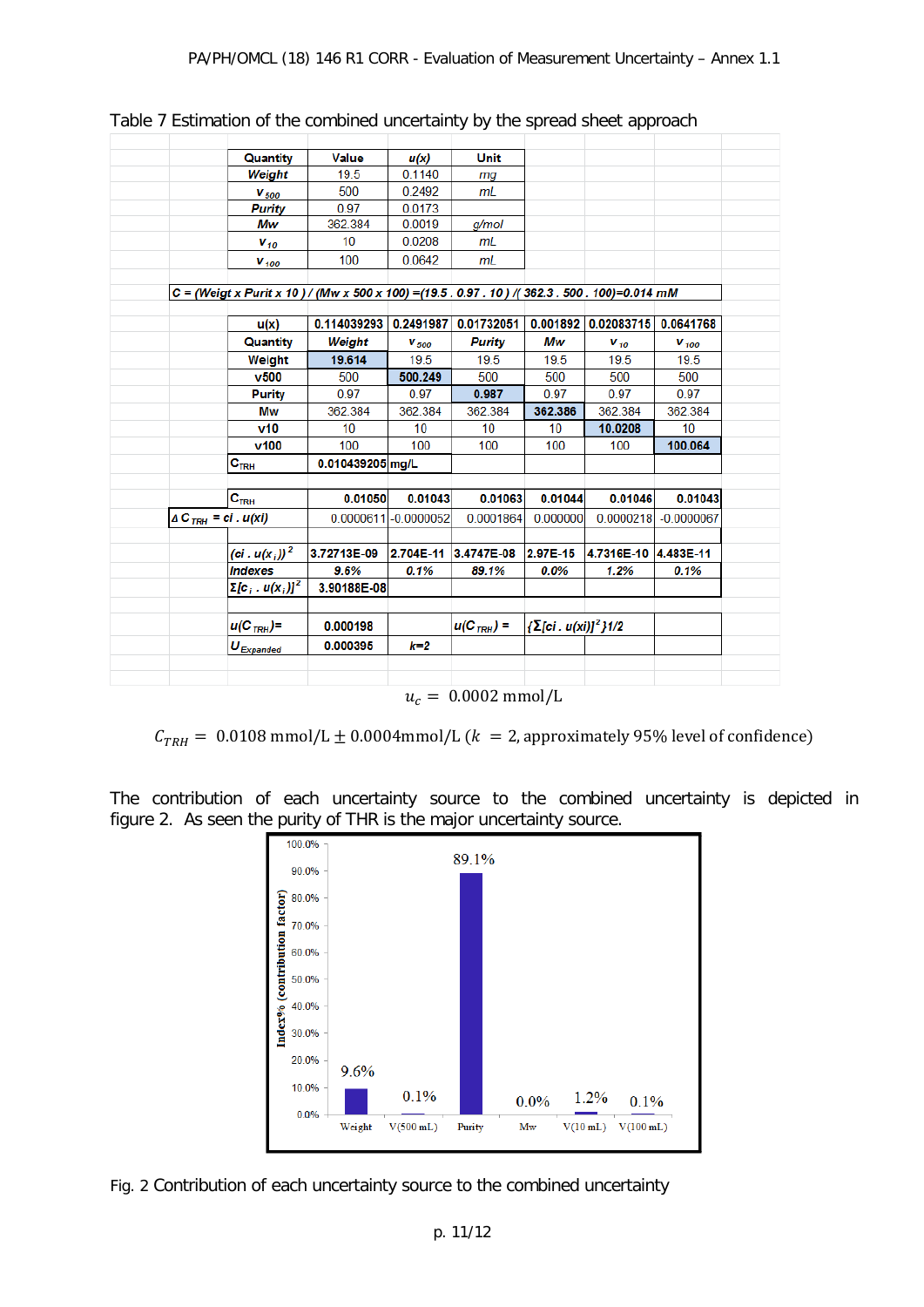Table 7 Estimation of the combined uncertainty by the spread sheet approach

| Quantity | Value | u(x) | Unit |
|---|---|---|---|
| Weight | 19.5 | 0.1140 | mg |
| $V_{500}$ | 500 | 0.2492 | mL |
| Purity | 0.97 | 0.0173 | |
| Mw | 362.384 | 0.0019 | g/mol |
| $V_{10}$ | 10 | 0.0208 | mL |
| $V_{100}$ | 100 | 0.0642 | mL |

C = (Weigt x Purit x 10 ) / (Mw x 500 x 100) =(19.5 . 0.97 . 10 ) /( 362.3 . 500 . 100)=0.014 mM

| u(x) | 0.114039293 | 0.2491987 | 0.01732051 | 0.001892 | 0.02083715 | 0.0641768 |
|---|---|---|---|---|---|---|
| Quantity | Weight | $V_{500}$ | Purity | Mw | $V_{10}$ | $V_{100}$ |
| Weight | **19.614** | 19.5 | 19.5 | 19.5 | 19.5 | 19.5 |
| v500 | 500 | **500.249** | 500 | 500 | 500 | 500 |
| Purity | 0.97 | 0.97 | **0.987** | 0.97 | 0.97 | 0.97 |
| Mw | 362.384 | 362.384 | 362.384 | **362.386** | 362.384 | 362.384 |
| v10 | 10 | 10 | 10 | 10 | **10.0208** | 10 |
| v100 | 100 | 100 | 100 | 100 | 100 | **100.064** |
| $C_{TRH}$ | 0.010439205 | mg/L | | | | |
| | | | | | | |
| $C_{TRH}$ | 0.01050 | 0.01043 | 0.01063 | 0.01044 | 0.01046 | 0.01043 |
| $\Delta C_{TRH} = ci . u(xi)$ | 0.0000611 | -0.0000052 | 0.0001864 | 0.000000 | 0.0000218 | -0.0000067 |
| | | | | | | |
| $(ci . u(x_i))^2$ | 3.72713E-09 | 2.704E-11 | 3.4747E-08 | 2.97E-15 | 4.7316E-10 | 4.483E-11 |
| Indexes | 9.6% | 0.1% | 89.1% | 0.0% | 1.2% | 0.1% |
| $\Sigma[c_i . u(x_i)]^2$ | 3.90188E-08 | | | | | |
| | | | | | | |
| $u(C_{TRH})$= | 0.000198 | | $u(C_{TRH})$ = | $\{\Sigma[ci . u(xi)]^2\}1/2$ | | |
| $U_{Expanded}$ | 0.000395 | k=2 | | | | |

$$u_c = 0.0002 \text{ mmol/L}$$

$$C_{TRH} = 0.0108 \text{ mmol/L} \pm 0.0004 \text{mmol/L} \ (k = 2, \text{approximately 95\% level of confidence})$$

The contribution of each uncertainty source to the combined uncertainty is depicted in figure 2. As seen the purity of THR is the major uncertainty source.

Fig. 2 Contribution of each uncertainty source to the combined uncertainty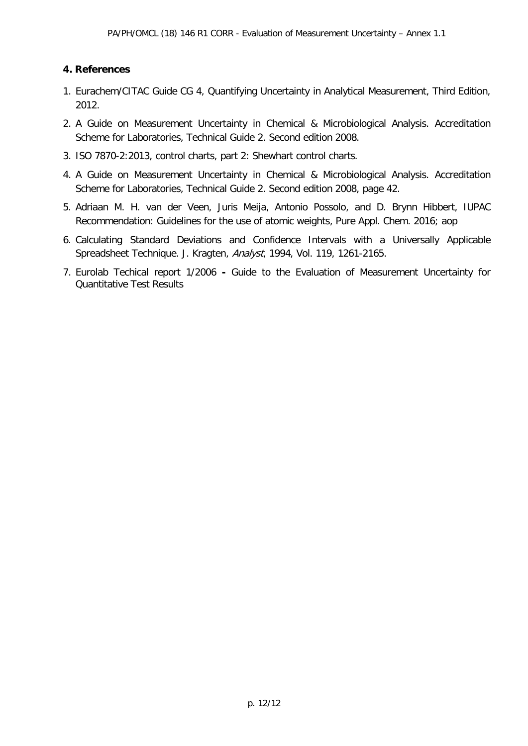## 4. References

1. Eurachem/CITAC Guide CG 4, Quantifying Uncertainty in Analytical Measurement, Third Edition, 2012.
2. A Guide on Measurement Uncertainty in Chemical & Microbiological Analysis. Accreditation Scheme for Laboratories, Technical Guide 2. Second edition 2008.
3. ISO 7870-2:2013, control charts, part 2: Shewhart control charts.
4. A Guide on Measurement Uncertainty in Chemical & Microbiological Analysis. Accreditation Scheme for Laboratories, Technical Guide 2. Second edition 2008, page 42.
5. Adriaan M. H. van der Veen, Juris Meija, Antonio Possolo, and D. Brynn Hibbert, IUPAC Recommendation: Guidelines for the use of atomic weights, Pure Appl. Chem. 2016; aop
6. Calculating Standard Deviations and Confidence Intervals with a Universally Applicable Spreadsheet Technique. J. Kragten, *Analyst*, 1994, Vol. 119, 1261-2165.
7. Eurolab Techical report 1/2006 **-** Guide to the Evaluation of Measurement Uncertainty for Quantitative Test Results